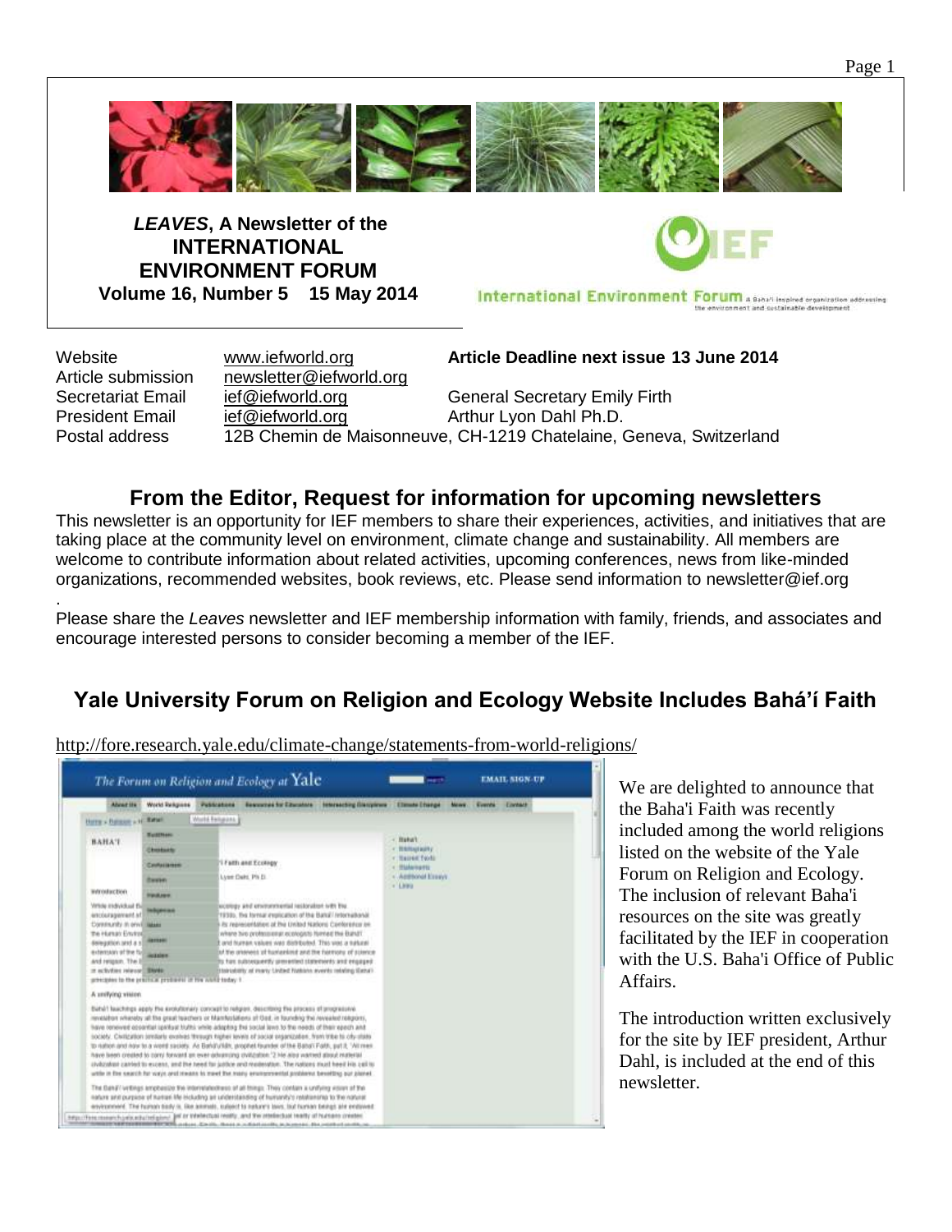*LEAVES*, **A Newsletter of the**
**INTERNATIONAL ENVIRONMENT FORUM**
**Volume 16, Number 5    15 May 2014**

International Environment Forum A Bahá'í inspired organization addressing the environment and sustainable development

| | | |
|---|---|---|
| Website | www.iefworld.org | **Article Deadline next issue 13 June 2014** |
| Article submission | newsletter@iefworld.org | |
| Secretariat Email | ief@iefworld.org | General Secretary Emily Firth |
| President Email | ief@iefworld.org | Arthur Lyon Dahl Ph.D. |
| Postal address | 12B Chemin de Maisonneuve, CH-1219 Chatelaine, Geneva, Switzerland | |

## From the Editor, Request for information for upcoming newsletters

This newsletter is an opportunity for IEF members to share their experiences, activities, and initiatives that are taking place at the community level on environment, climate change and sustainability. All members are welcome to contribute information about related activities, upcoming conferences, news from like-minded organizations, recommended websites, book reviews, etc. Please send information to newsletter@ief.org

Please share the *Leaves* newsletter and IEF membership information with family, friends, and associates and encourage interested persons to consider becoming a member of the IEF.

## Yale University Forum on Religion and Ecology Website Includes Bahá'í Faith

http://fore.research.yale.edu/climate-change/statements-from-world-religions/

We are delighted to announce that the Baha'i Faith was recently included among the world religions listed on the website of the Yale Forum on Religion and Ecology. The inclusion of relevant Baha'i resources on the site was greatly facilitated by the IEF in cooperation with the U.S. Baha'i Office of Public Affairs.

The introduction written exclusively for the site by IEF president, Arthur Dahl, is included at the end of this newsletter.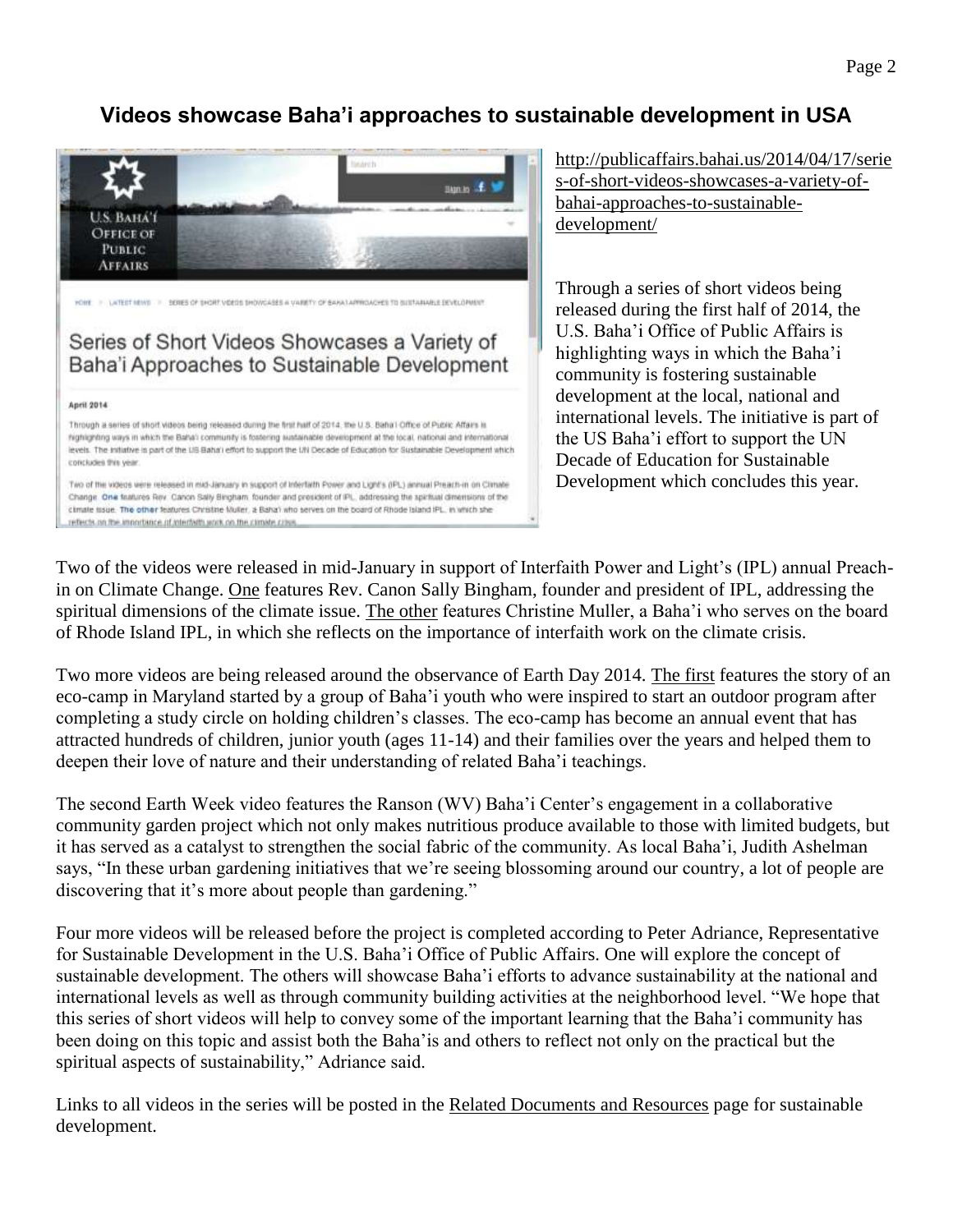## Videos showcase Baha'i approaches to sustainable development in USA

http://publicaffairs.bahai.us/2014/04/17/series-of-short-videos-showcases-a-variety-of-bahai-approaches-to-sustainable-development/

Through a series of short videos being released during the first half of 2014, the U.S. Baha'i Office of Public Affairs is highlighting ways in which the Baha'i community is fostering sustainable development at the local, national and international levels. The initiative is part of the US Baha'i effort to support the UN Decade of Education for Sustainable Development which concludes this year.

Two of the videos were released in mid-January in support of Interfaith Power and Light's (IPL) annual Preach-in on Climate Change. One features Rev. Canon Sally Bingham, founder and president of IPL, addressing the spiritual dimensions of the climate issue. The other features Christine Muller, a Baha'i who serves on the board of Rhode Island IPL, in which she reflects on the importance of interfaith work on the climate crisis.

Two more videos are being released around the observance of Earth Day 2014. The first features the story of an eco-camp in Maryland started by a group of Baha'i youth who were inspired to start an outdoor program after completing a study circle on holding children's classes. The eco-camp has become an annual event that has attracted hundreds of children, junior youth (ages 11-14) and their families over the years and helped them to deepen their love of nature and their understanding of related Baha'i teachings.

The second Earth Week video features the Ranson (WV) Baha'i Center's engagement in a collaborative community garden project which not only makes nutritious produce available to those with limited budgets, but it has served as a catalyst to strengthen the social fabric of the community. As local Baha'i, Judith Ashelman says, "In these urban gardening initiatives that we're seeing blossoming around our country, a lot of people are discovering that it's more about people than gardening."

Four more videos will be released before the project is completed according to Peter Adriance, Representative for Sustainable Development in the U.S. Baha'i Office of Public Affairs. One will explore the concept of sustainable development. The others will showcase Baha'i efforts to advance sustainability at the national and international levels as well as through community building activities at the neighborhood level. "We hope that this series of short videos will help to convey some of the important learning that the Baha'i community has been doing on this topic and assist both the Baha'is and others to reflect not only on the practical but the spiritual aspects of sustainability," Adriance said.

Links to all videos in the series will be posted in the Related Documents and Resources page for sustainable development.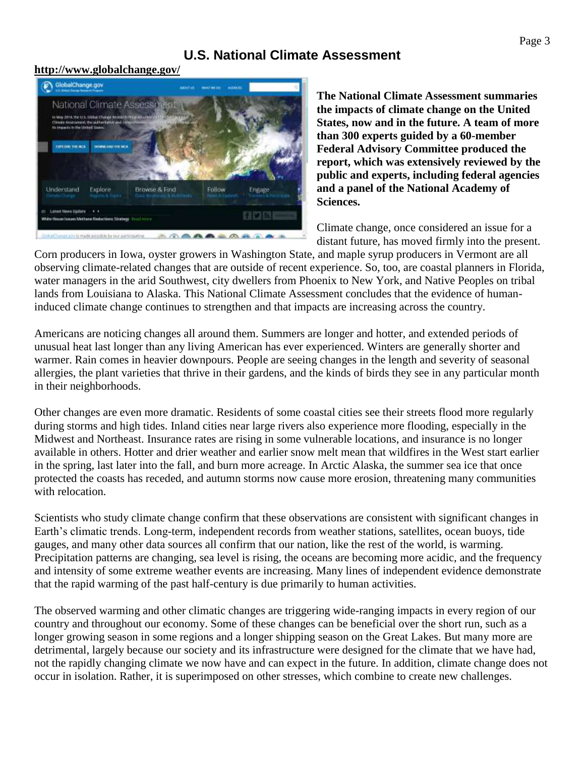# U.S. National Climate Assessment

**http://www.globalchange.gov/**

**The National Climate Assessment summaries the impacts of climate change on the United States, now and in the future. A team of more than 300 experts guided by a 60-member Federal Advisory Committee produced the report, which was extensively reviewed by the public and experts, including federal agencies and a panel of the National Academy of Sciences.**

Climate change, once considered an issue for a distant future, has moved firmly into the present. Corn producers in Iowa, oyster growers in Washington State, and maple syrup producers in Vermont are all observing climate-related changes that are outside of recent experience. So, too, are coastal planners in Florida, water managers in the arid Southwest, city dwellers from Phoenix to New York, and Native Peoples on tribal lands from Louisiana to Alaska. This National Climate Assessment concludes that the evidence of human-induced climate change continues to strengthen and that impacts are increasing across the country.

Americans are noticing changes all around them. Summers are longer and hotter, and extended periods of unusual heat last longer than any living American has ever experienced. Winters are generally shorter and warmer. Rain comes in heavier downpours. People are seeing changes in the length and severity of seasonal allergies, the plant varieties that thrive in their gardens, and the kinds of birds they see in any particular month in their neighborhoods.

Other changes are even more dramatic. Residents of some coastal cities see their streets flood more regularly during storms and high tides. Inland cities near large rivers also experience more flooding, especially in the Midwest and Northeast. Insurance rates are rising in some vulnerable locations, and insurance is no longer available in others. Hotter and drier weather and earlier snow melt mean that wildfires in the West start earlier in the spring, last later into the fall, and burn more acreage. In Arctic Alaska, the summer sea ice that once protected the coasts has receded, and autumn storms now cause more erosion, threatening many communities with relocation.

Scientists who study climate change confirm that these observations are consistent with significant changes in Earth's climatic trends. Long-term, independent records from weather stations, satellites, ocean buoys, tide gauges, and many other data sources all confirm that our nation, like the rest of the world, is warming. Precipitation patterns are changing, sea level is rising, the oceans are becoming more acidic, and the frequency and intensity of some extreme weather events are increasing. Many lines of independent evidence demonstrate that the rapid warming of the past half-century is due primarily to human activities.

The observed warming and other climatic changes are triggering wide-ranging impacts in every region of our country and throughout our economy. Some of these changes can be beneficial over the short run, such as a longer growing season in some regions and a longer shipping season on the Great Lakes. But many more are detrimental, largely because our society and its infrastructure were designed for the climate that we have had, not the rapidly changing climate we now have and can expect in the future. In addition, climate change does not occur in isolation. Rather, it is superimposed on other stresses, which combine to create new challenges.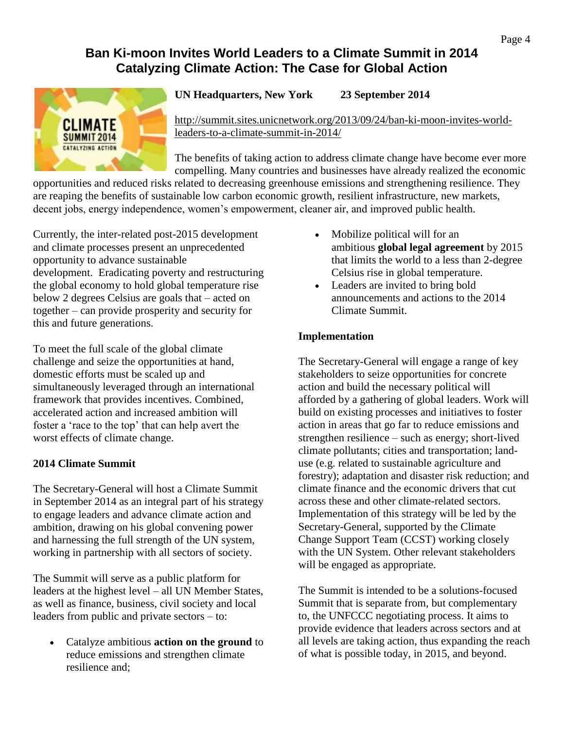# Ban Ki-moon Invites World Leaders to a Climate Summit in 2014
## Catalyzing Climate Action: The Case for Global Action

**UN Headquarters, New York        23 September 2014**

http://summit.sites.unicnetwork.org/2013/09/24/ban-ki-moon-invites-world-leaders-to-a-climate-summit-in-2014/

The benefits of taking action to address climate change have become ever more compelling. Many countries and businesses have already realized the economic opportunities and reduced risks related to decreasing greenhouse emissions and strengthening resilience. They are reaping the benefits of sustainable low carbon economic growth, resilient infrastructure, new markets, decent jobs, energy independence, women's empowerment, cleaner air, and improved public health.

Currently, the inter-related post-2015 development and climate processes present an unprecedented opportunity to advance sustainable development. Eradicating poverty and restructuring the global economy to hold global temperature rise below 2 degrees Celsius are goals that – acted on together – can provide prosperity and security for this and future generations.

To meet the full scale of the global climate challenge and seize the opportunities at hand, domestic efforts must be scaled up and simultaneously leveraged through an international framework that provides incentives. Combined, accelerated action and increased ambition will foster a 'race to the top' that can help avert the worst effects of climate change.

**2014 Climate Summit**

The Secretary-General will host a Climate Summit in September 2014 as an integral part of his strategy to engage leaders and advance climate action and ambition, drawing on his global convening power and harnessing the full strength of the UN system, working in partnership with all sectors of society.

The Summit will serve as a public platform for leaders at the highest level – all UN Member States, as well as finance, business, civil society and local leaders from public and private sectors – to:

- Catalyze ambitious **action on the ground** to reduce emissions and strengthen climate resilience and;
- Mobilize political will for an ambitious **global legal agreement** by 2015 that limits the world to a less than 2-degree Celsius rise in global temperature.
- Leaders are invited to bring bold announcements and actions to the 2014 Climate Summit.

**Implementation**

The Secretary-General will engage a range of key stakeholders to seize opportunities for concrete action and build the necessary political will afforded by a gathering of global leaders. Work will build on existing processes and initiatives to foster action in areas that go far to reduce emissions and strengthen resilience – such as energy; short-lived climate pollutants; cities and transportation; land-use (e.g. related to sustainable agriculture and forestry); adaptation and disaster risk reduction; and climate finance and the economic drivers that cut across these and other climate-related sectors. Implementation of this strategy will be led by the Secretary-General, supported by the Climate Change Support Team (CCST) working closely with the UN System. Other relevant stakeholders will be engaged as appropriate.

The Summit is intended to be a solutions-focused Summit that is separate from, but complementary to, the UNFCCC negotiating process. It aims to provide evidence that leaders across sectors and at all levels are taking action, thus expanding the reach of what is possible today, in 2015, and beyond.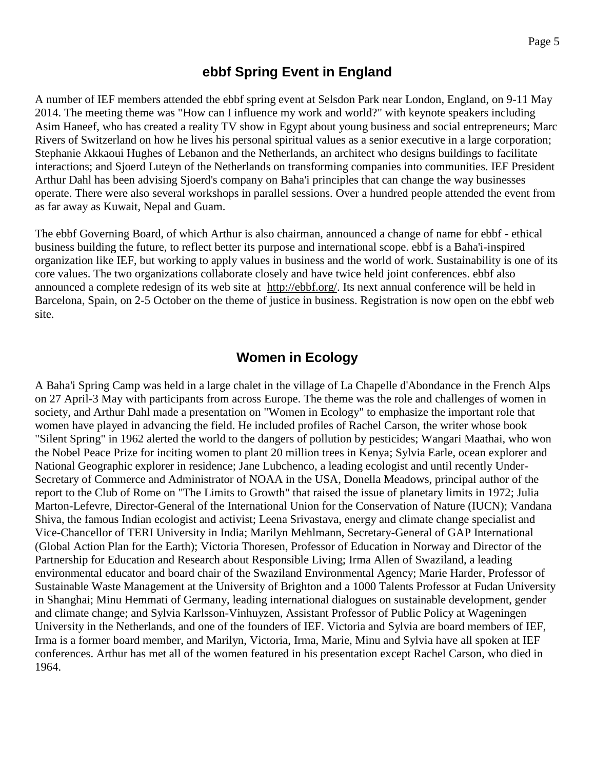## ebbf Spring Event in England

A number of IEF members attended the ebbf spring event at Selsdon Park near London, England, on 9-11 May 2014. The meeting theme was "How can I influence my work and world?" with keynote speakers including Asim Haneef, who has created a reality TV show in Egypt about young business and social entrepreneurs; Marc Rivers of Switzerland on how he lives his personal spiritual values as a senior executive in a large corporation; Stephanie Akkaoui Hughes of Lebanon and the Netherlands, an architect who designs buildings to facilitate interactions; and Sjoerd Luteyn of the Netherlands on transforming companies into communities. IEF President Arthur Dahl has been advising Sjoerd's company on Baha'i principles that can change the way businesses operate. There were also several workshops in parallel sessions. Over a hundred people attended the event from as far away as Kuwait, Nepal and Guam.

The ebbf Governing Board, of which Arthur is also chairman, announced a change of name for ebbf - ethical business building the future, to reflect better its purpose and international scope. ebbf is a Baha'i-inspired organization like IEF, but working to apply values in business and the world of work. Sustainability is one of its core values. The two organizations collaborate closely and have twice held joint conferences. ebbf also announced a complete redesign of its web site at http://ebbf.org/. Its next annual conference will be held in Barcelona, Spain, on 2-5 October on the theme of justice in business. Registration is now open on the ebbf web site.

## Women in Ecology

A Baha'i Spring Camp was held in a large chalet in the village of La Chapelle d'Abondance in the French Alps on 27 April-3 May with participants from across Europe. The theme was the role and challenges of women in society, and Arthur Dahl made a presentation on "Women in Ecology" to emphasize the important role that women have played in advancing the field. He included profiles of Rachel Carson, the writer whose book "Silent Spring" in 1962 alerted the world to the dangers of pollution by pesticides; Wangari Maathai, who won the Nobel Peace Prize for inciting women to plant 20 million trees in Kenya; Sylvia Earle, ocean explorer and National Geographic explorer in residence; Jane Lubchenco, a leading ecologist and until recently Under-Secretary of Commerce and Administrator of NOAA in the USA, Donella Meadows, principal author of the report to the Club of Rome on "The Limits to Growth" that raised the issue of planetary limits in 1972; Julia Marton-Lefevre, Director-General of the International Union for the Conservation of Nature (IUCN); Vandana Shiva, the famous Indian ecologist and activist; Leena Srivastava, energy and climate change specialist and Vice-Chancellor of TERI University in India; Marilyn Mehlmann, Secretary-General of GAP International (Global Action Plan for the Earth); Victoria Thoresen, Professor of Education in Norway and Director of the Partnership for Education and Research about Responsible Living; Irma Allen of Swaziland, a leading environmental educator and board chair of the Swaziland Environmental Agency; Marie Harder, Professor of Sustainable Waste Management at the University of Brighton and a 1000 Talents Professor at Fudan University in Shanghai; Minu Hemmati of Germany, leading international dialogues on sustainable development, gender and climate change; and Sylvia Karlsson-Vinhuyzen, Assistant Professor of Public Policy at Wageningen University in the Netherlands, and one of the founders of IEF. Victoria and Sylvia are board members of IEF, Irma is a former board member, and Marilyn, Victoria, Irma, Marie, Minu and Sylvia have all spoken at IEF conferences. Arthur has met all of the women featured in his presentation except Rachel Carson, who died in 1964.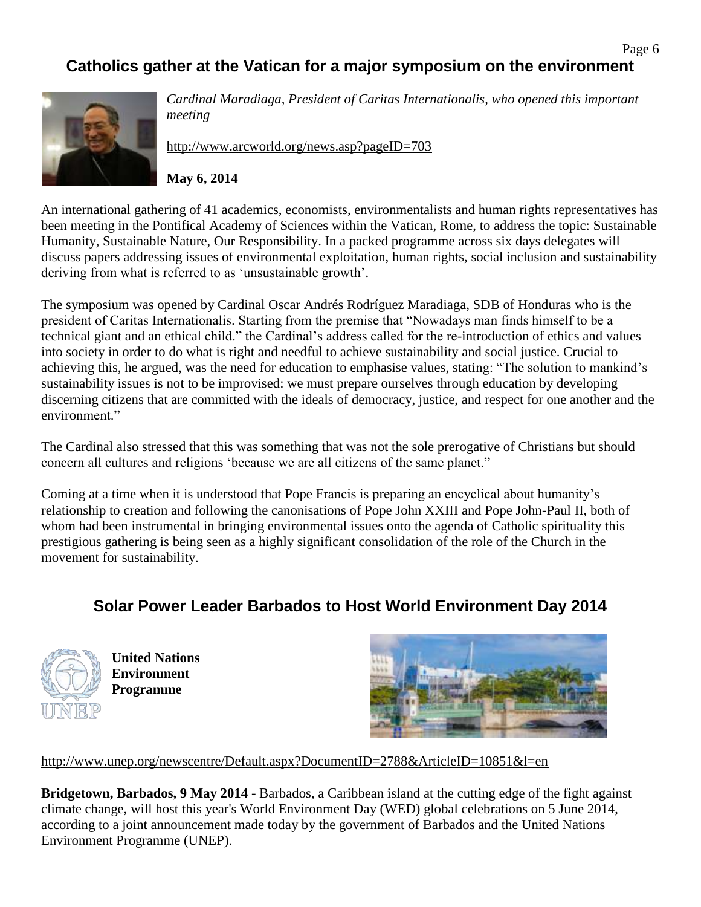## Catholics gather at the Vatican for a major symposium on the environment

*Cardinal Maradiaga, President of Caritas Internationalis, who opened this important meeting*

http://www.arcworld.org/news.asp?pageID=703

**May 6, 2014**

An international gathering of 41 academics, economists, environmentalists and human rights representatives has been meeting in the Pontifical Academy of Sciences within the Vatican, Rome, to address the topic: Sustainable Humanity, Sustainable Nature, Our Responsibility. In a packed programme across six days delegates will discuss papers addressing issues of environmental exploitation, human rights, social inclusion and sustainability deriving from what is referred to as 'unsustainable growth'.

The symposium was opened by Cardinal Oscar Andrés Rodríguez Maradiaga, SDB of Honduras who is the president of Caritas Internationalis. Starting from the premise that "Nowadays man finds himself to be a technical giant and an ethical child." the Cardinal's address called for the re-introduction of ethics and values into society in order to do what is right and needful to achieve sustainability and social justice. Crucial to achieving this, he argued, was the need for education to emphasise values, stating: "The solution to mankind's sustainability issues is not to be improvised: we must prepare ourselves through education by developing discerning citizens that are committed with the ideals of democracy, justice, and respect for one another and the environment."

The Cardinal also stressed that this was something that was not the sole prerogative of Christians but should concern all cultures and religions 'because we are all citizens of the same planet."

Coming at a time when it is understood that Pope Francis is preparing an encyclical about humanity's relationship to creation and following the canonisations of Pope John XXIII and Pope John-Paul II, both of whom had been instrumental in bringing environmental issues onto the agenda of Catholic spirituality this prestigious gathering is being seen as a highly significant consolidation of the role of the Church in the movement for sustainability.

## Solar Power Leader Barbados to Host World Environment Day 2014

**United Nations Environment Programme**

http://www.unep.org/newscentre/Default.aspx?DocumentID=2788&ArticleID=10851&l=en

**Bridgetown, Barbados, 9 May 2014 -** Barbados, a Caribbean island at the cutting edge of the fight against climate change, will host this year's World Environment Day (WED) global celebrations on 5 June 2014, according to a joint announcement made today by the government of Barbados and the United Nations Environment Programme (UNEP).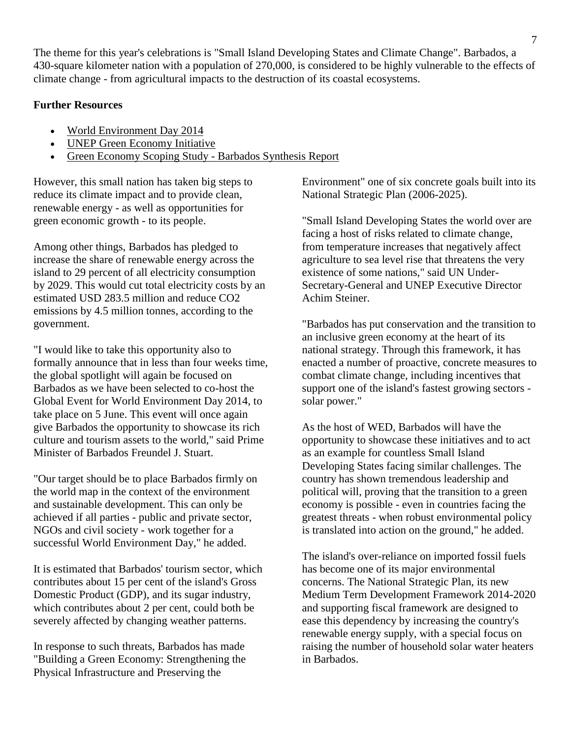The theme for this year's celebrations is "Small Island Developing States and Climate Change". Barbados, a 430-square kilometer nation with a population of 270,000, is considered to be highly vulnerable to the effects of climate change - from agricultural impacts to the destruction of its coastal ecosystems.

**Further Resources**

- World Environment Day 2014
- UNEP Green Economy Initiative
- Green Economy Scoping Study - Barbados Synthesis Report

However, this small nation has taken big steps to reduce its climate impact and to provide clean, renewable energy - as well as opportunities for green economic growth - to its people.

Among other things, Barbados has pledged to increase the share of renewable energy across the island to 29 percent of all electricity consumption by 2029. This would cut total electricity costs by an estimated USD 283.5 million and reduce $CO_2$ emissions by 4.5 million tonnes, according to the government.

"I would like to take this opportunity also to formally announce that in less than four weeks time, the global spotlight will again be focused on Barbados as we have been selected to co-host the Global Event for World Environment Day 2014, to take place on 5 June. This event will once again give Barbados the opportunity to showcase its rich culture and tourism assets to the world," said Prime Minister of Barbados Freundel J. Stuart.

"Our target should be to place Barbados firmly on the world map in the context of the environment and sustainable development. This can only be achieved if all parties - public and private sector, NGOs and civil society - work together for a successful World Environment Day," he added.

It is estimated that Barbados' tourism sector, which contributes about 15 per cent of the island's Gross Domestic Product (GDP), and its sugar industry, which contributes about 2 per cent, could both be severely affected by changing weather patterns.

In response to such threats, Barbados has made "Building a Green Economy: Strengthening the Physical Infrastructure and Preserving the Environment" one of six concrete goals built into its National Strategic Plan (2006-2025).

"Small Island Developing States the world over are facing a host of risks related to climate change, from temperature increases that negatively affect agriculture to sea level rise that threatens the very existence of some nations," said UN Under-Secretary-General and UNEP Executive Director Achim Steiner.

"Barbados has put conservation and the transition to an inclusive green economy at the heart of its national strategy. Through this framework, it has enacted a number of proactive, concrete measures to combat climate change, including incentives that support one of the island's fastest growing sectors - solar power."

As the host of WED, Barbados will have the opportunity to showcase these initiatives and to act as an example for countless Small Island Developing States facing similar challenges. The country has shown tremendous leadership and political will, proving that the transition to a green economy is possible - even in countries facing the greatest threats - when robust environmental policy is translated into action on the ground," he added.

The island's over-reliance on imported fossil fuels has become one of its major environmental concerns. The National Strategic Plan, its new Medium Term Development Framework 2014-2020 and supporting fiscal framework are designed to ease this dependency by increasing the country's renewable energy supply, with a special focus on raising the number of household solar water heaters in Barbados.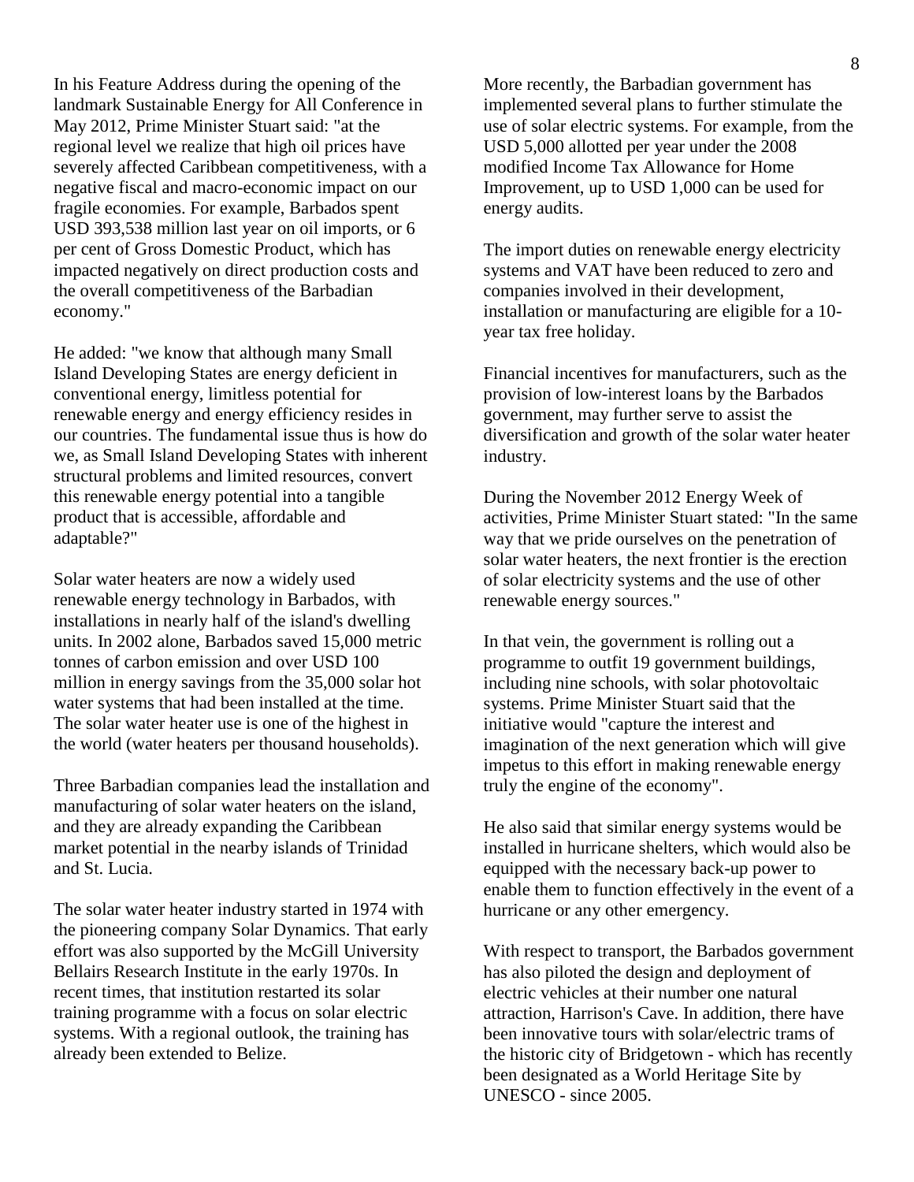In his Feature Address during the opening of the landmark Sustainable Energy for All Conference in May 2012, Prime Minister Stuart said: "at the regional level we realize that high oil prices have severely affected Caribbean competitiveness, with a negative fiscal and macro-economic impact on our fragile economies. For example, Barbados spent USD 393,538 million last year on oil imports, or 6 per cent of Gross Domestic Product, which has impacted negatively on direct production costs and the overall competitiveness of the Barbadian economy."

He added: "we know that although many Small Island Developing States are energy deficient in conventional energy, limitless potential for renewable energy and energy efficiency resides in our countries. The fundamental issue thus is how do we, as Small Island Developing States with inherent structural problems and limited resources, convert this renewable energy potential into a tangible product that is accessible, affordable and adaptable?"

Solar water heaters are now a widely used renewable energy technology in Barbados, with installations in nearly half of the island's dwelling units. In 2002 alone, Barbados saved 15,000 metric tonnes of carbon emission and over USD 100 million in energy savings from the 35,000 solar hot water systems that had been installed at the time. The solar water heater use is one of the highest in the world (water heaters per thousand households).

Three Barbadian companies lead the installation and manufacturing of solar water heaters on the island, and they are already expanding the Caribbean market potential in the nearby islands of Trinidad and St. Lucia.

The solar water heater industry started in 1974 with the pioneering company Solar Dynamics. That early effort was also supported by the McGill University Bellairs Research Institute in the early 1970s. In recent times, that institution restarted its solar training programme with a focus on solar electric systems. With a regional outlook, the training has already been extended to Belize.

More recently, the Barbadian government has implemented several plans to further stimulate the use of solar electric systems. For example, from the USD 5,000 allotted per year under the 2008 modified Income Tax Allowance for Home Improvement, up to USD 1,000 can be used for energy audits.

The import duties on renewable energy electricity systems and VAT have been reduced to zero and companies involved in their development, installation or manufacturing are eligible for a 10-year tax free holiday.

Financial incentives for manufacturers, such as the provision of low-interest loans by the Barbados government, may further serve to assist the diversification and growth of the solar water heater industry.

During the November 2012 Energy Week of activities, Prime Minister Stuart stated: "In the same way that we pride ourselves on the penetration of solar water heaters, the next frontier is the erection of solar electricity systems and the use of other renewable energy sources."

In that vein, the government is rolling out a programme to outfit 19 government buildings, including nine schools, with solar photovoltaic systems. Prime Minister Stuart said that the initiative would "capture the interest and imagination of the next generation which will give impetus to this effort in making renewable energy truly the engine of the economy".

He also said that similar energy systems would be installed in hurricane shelters, which would also be equipped with the necessary back-up power to enable them to function effectively in the event of a hurricane or any other emergency.

With respect to transport, the Barbados government has also piloted the design and deployment of electric vehicles at their number one natural attraction, Harrison's Cave. In addition, there have been innovative tours with solar/electric trams of the historic city of Bridgetown - which has recently been designated as a World Heritage Site by UNESCO - since 2005.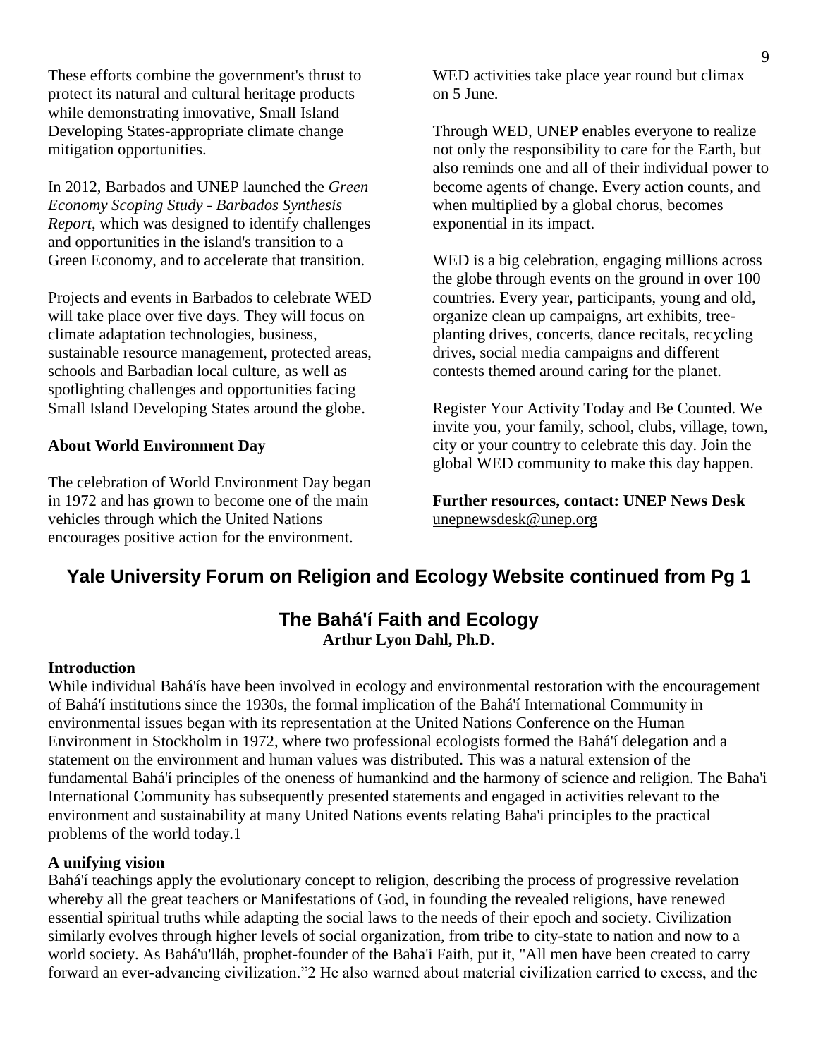These efforts combine the government's thrust to protect its natural and cultural heritage products while demonstrating innovative, Small Island Developing States-appropriate climate change mitigation opportunities.

In 2012, Barbados and UNEP launched the *Green Economy Scoping Study - Barbados Synthesis Report*, which was designed to identify challenges and opportunities in the island's transition to a Green Economy, and to accelerate that transition.

Projects and events in Barbados to celebrate WED will take place over five days. They will focus on climate adaptation technologies, business, sustainable resource management, protected areas, schools and Barbadian local culture, as well as spotlighting challenges and opportunities facing Small Island Developing States around the globe.

**About World Environment Day**

The celebration of World Environment Day began in 1972 and has grown to become one of the main vehicles through which the United Nations encourages positive action for the environment.

WED activities take place year round but climax on 5 June.

Through WED, UNEP enables everyone to realize not only the responsibility to care for the Earth, but also reminds one and all of their individual power to become agents of change. Every action counts, and when multiplied by a global chorus, becomes exponential in its impact.

WED is a big celebration, engaging millions across the globe through events on the ground in over 100 countries. Every year, participants, young and old, organize clean up campaigns, art exhibits, tree-planting drives, concerts, dance recitals, recycling drives, social media campaigns and different contests themed around caring for the planet.

Register Your Activity Today and Be Counted. We invite you, your family, school, clubs, village, town, city or your country to celebrate this day. Join the global WED community to make this day happen.

**Further resources, contact: UNEP News Desk**
unepnewsdesk@unep.org

## Yale University Forum on Religion and Ecology Website continued from Pg 1

### The Bahá'í Faith and Ecology

**Arthur Lyon Dahl, Ph.D.**

**Introduction**

While individual Bahá'ís have been involved in ecology and environmental restoration with the encouragement of Bahá'í institutions since the 1930s, the formal implication of the Bahá'í International Community in environmental issues began with its representation at the United Nations Conference on the Human Environment in Stockholm in 1972, where two professional ecologists formed the Bahá'í delegation and a statement on the environment and human values was distributed. This was a natural extension of the fundamental Bahá'í principles of the oneness of humankind and the harmony of science and religion. The Baha'i International Community has subsequently presented statements and engaged in activities relevant to the environment and sustainability at many United Nations events relating Baha'i principles to the practical problems of the world today.1

**A unifying vision**

Bahá'í teachings apply the evolutionary concept to religion, describing the process of progressive revelation whereby all the great teachers or Manifestations of God, in founding the revealed religions, have renewed essential spiritual truths while adapting the social laws to the needs of their epoch and society. Civilization similarly evolves through higher levels of social organization, from tribe to city-state to nation and now to a world society. As Bahá'u'lláh, prophet-founder of the Baha'i Faith, put it, "All men have been created to carry forward an ever-advancing civilization."2 He also warned about material civilization carried to excess, and the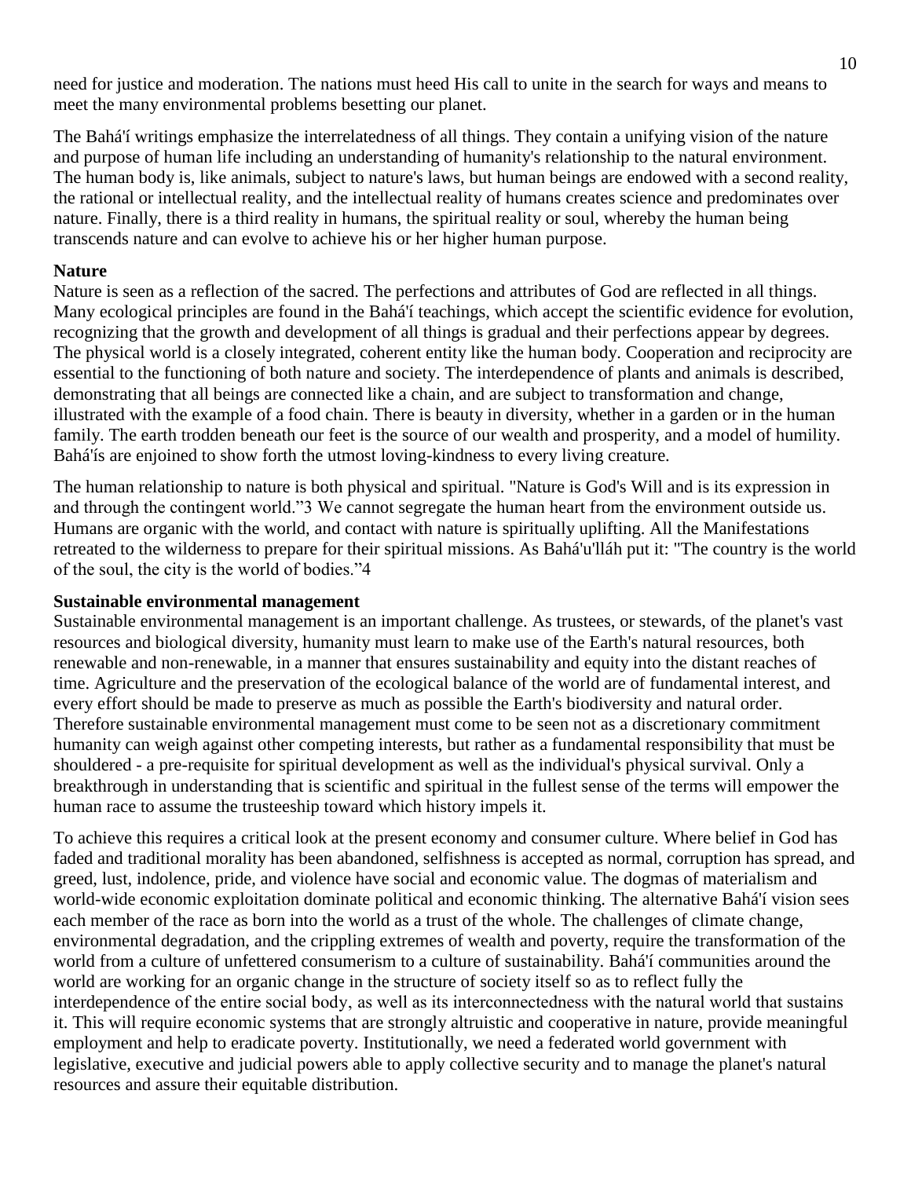need for justice and moderation. The nations must heed His call to unite in the search for ways and means to meet the many environmental problems besetting our planet.

The Bahá'í writings emphasize the interrelatedness of all things. They contain a unifying vision of the nature and purpose of human life including an understanding of humanity's relationship to the natural environment. The human body is, like animals, subject to nature's laws, but human beings are endowed with a second reality, the rational or intellectual reality, and the intellectual reality of humans creates science and predominates over nature. Finally, there is a third reality in humans, the spiritual reality or soul, whereby the human being transcends nature and can evolve to achieve his or her higher human purpose.

**Nature**

Nature is seen as a reflection of the sacred. The perfections and attributes of God are reflected in all things. Many ecological principles are found in the Bahá'í teachings, which accept the scientific evidence for evolution, recognizing that the growth and development of all things is gradual and their perfections appear by degrees. The physical world is a closely integrated, coherent entity like the human body. Cooperation and reciprocity are essential to the functioning of both nature and society. The interdependence of plants and animals is described, demonstrating that all beings are connected like a chain, and are subject to transformation and change, illustrated with the example of a food chain. There is beauty in diversity, whether in a garden or in the human family. The earth trodden beneath our feet is the source of our wealth and prosperity, and a model of humility. Bahá'ís are enjoined to show forth the utmost loving-kindness to every living creature.

The human relationship to nature is both physical and spiritual. "Nature is God's Will and is its expression in and through the contingent world."[3] We cannot segregate the human heart from the environment outside us. Humans are organic with the world, and contact with nature is spiritually uplifting. All the Manifestations retreated to the wilderness to prepare for their spiritual missions. As Bahá'u'lláh put it: "The country is the world of the soul, the city is the world of bodies."[4]

**Sustainable environmental management**

Sustainable environmental management is an important challenge. As trustees, or stewards, of the planet's vast resources and biological diversity, humanity must learn to make use of the Earth's natural resources, both renewable and non-renewable, in a manner that ensures sustainability and equity into the distant reaches of time. Agriculture and the preservation of the ecological balance of the world are of fundamental interest, and every effort should be made to preserve as much as possible the Earth's biodiversity and natural order. Therefore sustainable environmental management must come to be seen not as a discretionary commitment humanity can weigh against other competing interests, but rather as a fundamental responsibility that must be shouldered - a pre-requisite for spiritual development as well as the individual's physical survival. Only a breakthrough in understanding that is scientific and spiritual in the fullest sense of the terms will empower the human race to assume the trusteeship toward which history impels it.

To achieve this requires a critical look at the present economy and consumer culture. Where belief in God has faded and traditional morality has been abandoned, selfishness is accepted as normal, corruption has spread, and greed, lust, indolence, pride, and violence have social and economic value. The dogmas of materialism and world-wide economic exploitation dominate political and economic thinking. The alternative Bahá'í vision sees each member of the race as born into the world as a trust of the whole. The challenges of climate change, environmental degradation, and the crippling extremes of wealth and poverty, require the transformation of the world from a culture of unfettered consumerism to a culture of sustainability. Bahá'í communities around the world are working for an organic change in the structure of society itself so as to reflect fully the interdependence of the entire social body, as well as its interconnectedness with the natural world that sustains it. This will require economic systems that are strongly altruistic and cooperative in nature, provide meaningful employment and help to eradicate poverty. Institutionally, we need a federated world government with legislative, executive and judicial powers able to apply collective security and to manage the planet's natural resources and assure their equitable distribution.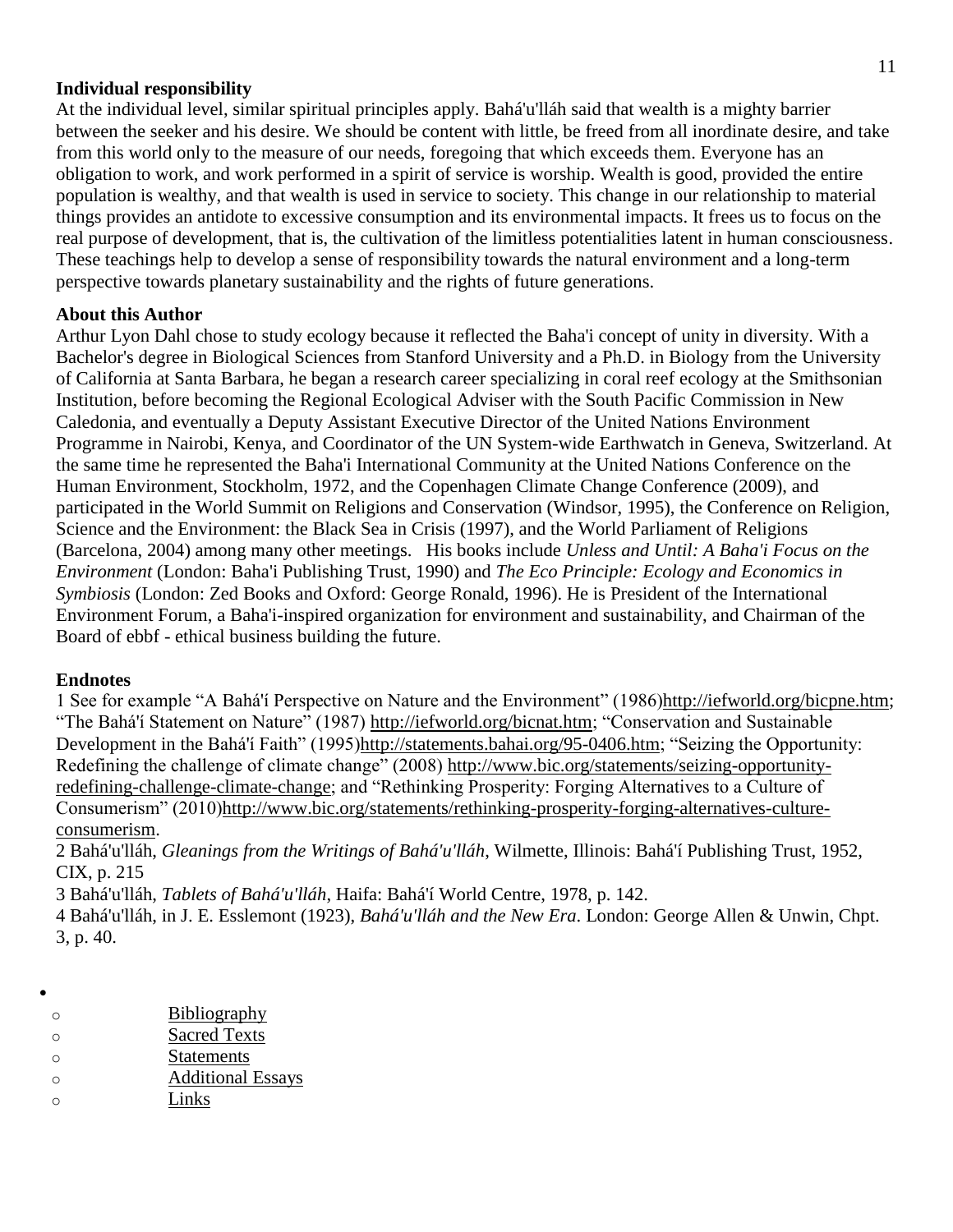**Individual responsibility**

At the individual level, similar spiritual principles apply. Bahá'u'lláh said that wealth is a mighty barrier between the seeker and his desire. We should be content with little, be freed from all inordinate desire, and take from this world only to the measure of our needs, foregoing that which exceeds them. Everyone has an obligation to work, and work performed in a spirit of service is worship. Wealth is good, provided the entire population is wealthy, and that wealth is used in service to society. This change in our relationship to material things provides an antidote to excessive consumption and its environmental impacts. It frees us to focus on the real purpose of development, that is, the cultivation of the limitless potentialities latent in human consciousness. These teachings help to develop a sense of responsibility towards the natural environment and a long-term perspective towards planetary sustainability and the rights of future generations.

**About this Author**

Arthur Lyon Dahl chose to study ecology because it reflected the Baha'i concept of unity in diversity. With a Bachelor's degree in Biological Sciences from Stanford University and a Ph.D. in Biology from the University of California at Santa Barbara, he began a research career specializing in coral reef ecology at the Smithsonian Institution, before becoming the Regional Ecological Adviser with the South Pacific Commission in New Caledonia, and eventually a Deputy Assistant Executive Director of the United Nations Environment Programme in Nairobi, Kenya, and Coordinator of the UN System-wide Earthwatch in Geneva, Switzerland. At the same time he represented the Baha'i International Community at the United Nations Conference on the Human Environment, Stockholm, 1972, and the Copenhagen Climate Change Conference (2009), and participated in the World Summit on Religions and Conservation (Windsor, 1995), the Conference on Religion, Science and the Environment: the Black Sea in Crisis (1997), and the World Parliament of Religions (Barcelona, 2004) among many other meetings. His books include *Unless and Until: A Baha'i Focus on the Environment* (London: Baha'i Publishing Trust, 1990) and *The Eco Principle: Ecology and Economics in Symbiosis* (London: Zed Books and Oxford: George Ronald, 1996). He is President of the International Environment Forum, a Baha'i-inspired organization for environment and sustainability, and Chairman of the Board of ebbf - ethical business building the future.

**Endnotes**

1 See for example "A Bahá'í Perspective on Nature and the Environment" (1986)http://iefworld.org/bicpne.htm; "The Bahá'í Statement on Nature" (1987) http://iefworld.org/bicnat.htm; "Conservation and Sustainable Development in the Bahá'í Faith" (1995)http://statements.bahai.org/95-0406.htm; "Seizing the Opportunity: Redefining the challenge of climate change" (2008) http://www.bic.org/statements/seizing-opportunity-redefining-challenge-climate-change; and "Rethinking Prosperity: Forging Alternatives to a Culture of Consumerism" (2010)http://www.bic.org/statements/rethinking-prosperity-forging-alternatives-culture-consumerism.

2 Bahá'u'lláh, *Gleanings from the Writings of Bahá'u'lláh*, Wilmette, Illinois: Bahá'í Publishing Trust, 1952, CIX, p. 215

3 Bahá'u'lláh, *Tablets of Bahá'u'lláh*, Haifa: Bahá'í World Centre, 1978, p. 142.

4 Bahá'u'lláh, in J. E. Esslemont (1923), *Bahá'u'lláh and the New Era*. London: George Allen & Unwin, Chpt. 3, p. 40.

- 
  - Bibliography
  - Sacred Texts
  - Statements
  - Additional Essays
  - Links